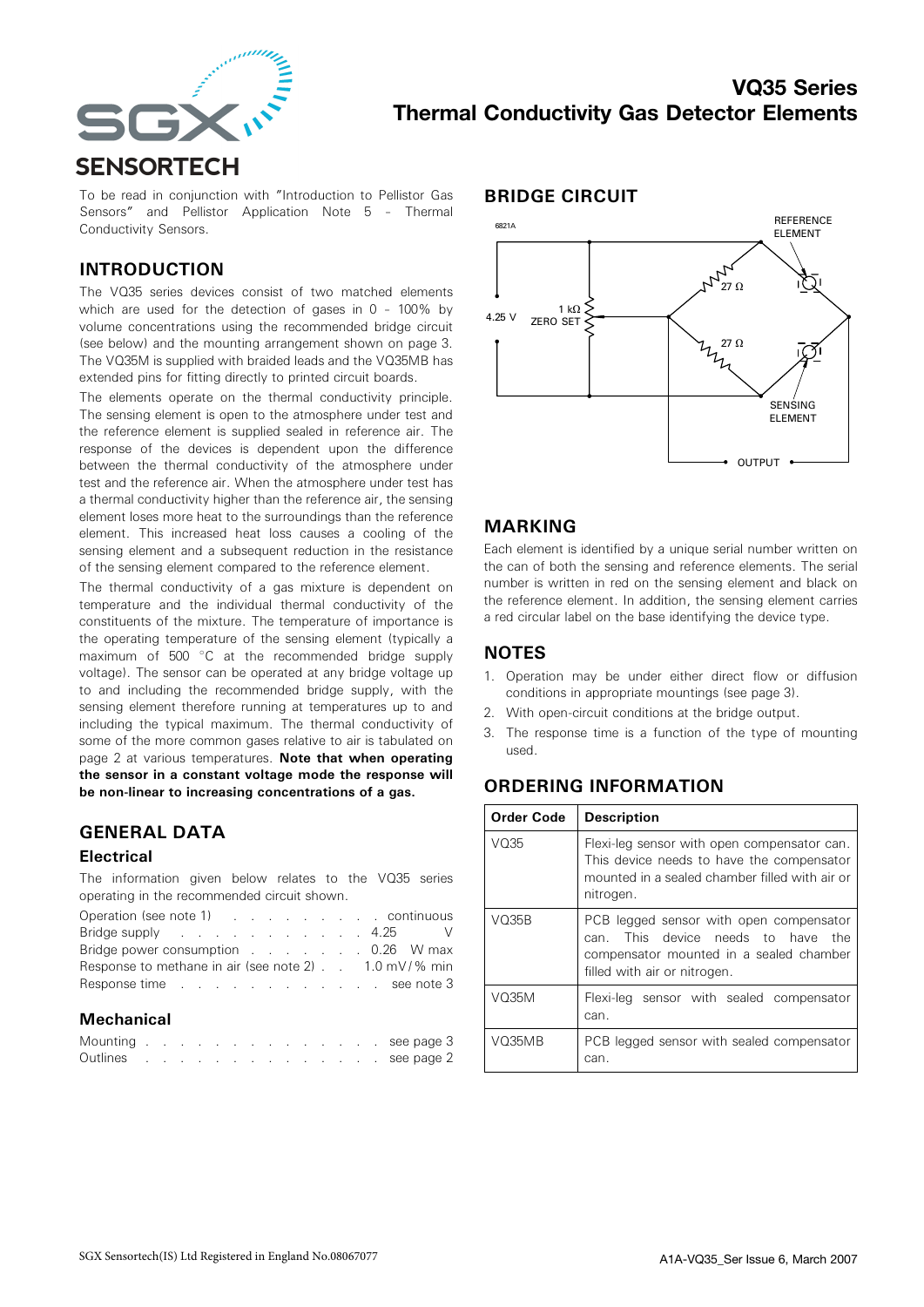# VQ35 Series
# Thermal Conductivity Gas Detector Elements

SGX SENSORTECH

To be read in conjunction with "Introduction to Pellistor Gas Sensors" and Pellistor Application Note 5 – Thermal Conductivity Sensors.

## INTRODUCTION

The VQ35 series devices consist of two matched elements which are used for the detection of gases in 0 – 100% by volume concentrations using the recommended bridge circuit (see below) and the mounting arrangement shown on page 3. The VQ35M is supplied with braided leads and the VQ35MB has extended pins for fitting directly to printed circuit boards.

The elements operate on the thermal conductivity principle. The sensing element is open to the atmosphere under test and the reference element is supplied sealed in reference air. The response of the devices is dependent upon the difference between the thermal conductivity of the atmosphere under test and the reference air. When the atmosphere under test has a thermal conductivity higher than the reference air, the sensing element loses more heat to the surroundings than the reference element. This increased heat loss causes a cooling of the sensing element and a subsequent reduction in the resistance of the sensing element compared to the reference element.

The thermal conductivity of a gas mixture is dependent on temperature and the individual thermal conductivity of the constituents of the mixture. The temperature of importance is the operating temperature of the sensing element (typically a maximum of 500 °C at the recommended bridge supply voltage). The sensor can be operated at any bridge voltage up to and including the recommended bridge supply, with the sensing element therefore running at temperatures up to and including the typical maximum. The thermal conductivity of some of the more common gases relative to air is tabulated on page 2 at various temperatures. **Note that when operating the sensor in a constant voltage mode the response will be non-linear to increasing concentrations of a gas.**

## GENERAL DATA

### Electrical

The information given below relates to the VQ35 series operating in the recommended circuit shown.

| | |
|---|---|
| Operation (see note 1) | continuous |
| Bridge supply | 4.25 V |
| Bridge power consumption | 0.26 W max |
| Response to methane in air (see note 2) | 1.0 mV/% min |
| Response time | see note 3 |

### Mechanical

| | |
|---|---|
| Mounting | see page 3 |
| Outlines | see page 2 |

## BRIDGE CIRCUIT

6821A

4.25 V — 1 kΩ ZERO SET — 27 Ω — 27 Ω — REFERENCE ELEMENT — SENSING ELEMENT — OUTPUT

## MARKING

Each element is identified by a unique serial number written on the can of both the sensing and reference elements. The serial number is written in red on the sensing element and black on the reference element. In addition, the sensing element carries a red circular label on the base identifying the device type.

## NOTES

1. Operation may be under either direct flow or diffusion conditions in appropriate mountings (see page 3).
2. With open-circuit conditions at the bridge output.
3. The response time is a function of the type of mounting used.

## ORDERING INFORMATION

| Order Code | Description |
|---|---|
| VQ35 | Flexi-leg sensor with open compensator can. This device needs to have the compensator mounted in a sealed chamber filled with air or nitrogen. |
| VQ35B | PCB legged sensor with open compensator can. This device needs to have the compensator mounted in a sealed chamber filled with air or nitrogen. |
| VQ35M | Flexi-leg sensor with sealed compensator can. |
| VQ35MB | PCB legged sensor with sealed compensator can. |

SGX Sensortech(IS) Ltd Registered in England No.08067077

A1A-VQ35_Ser Issue 6, March 2007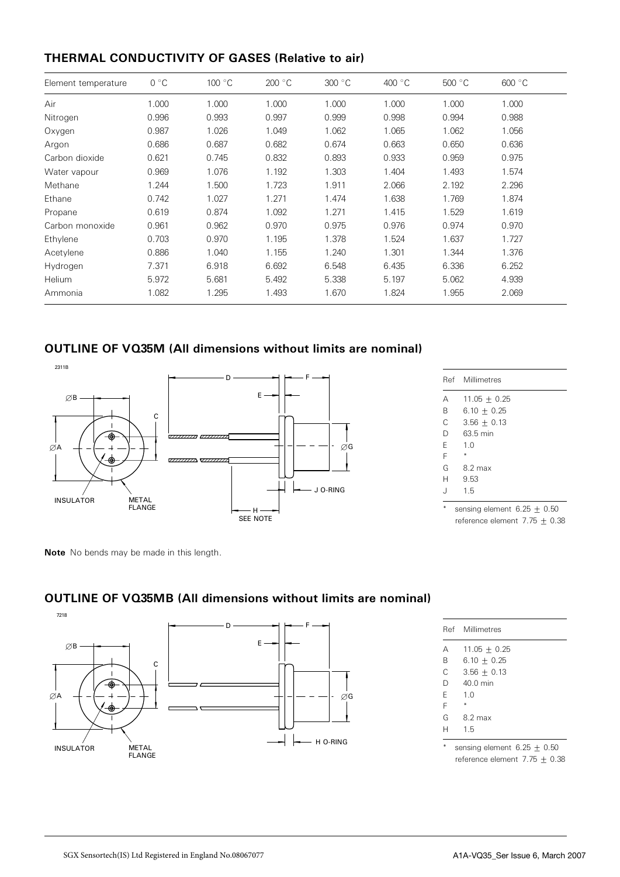## THERMAL CONDUCTIVITY OF GASES (Relative to air)

| Element temperature | 0 °C | 100 °C | 200 °C | 300 °C | 400 °C | 500 °C | 600 °C |
|---|---|---|---|---|---|---|---|
| Air | 1.000 | 1.000 | 1.000 | 1.000 | 1.000 | 1.000 | 1.000 |
| Nitrogen | 0.996 | 0.993 | 0.997 | 0.999 | 0.998 | 0.994 | 0.988 |
| Oxygen | 0.987 | 1.026 | 1.049 | 1.062 | 1.065 | 1.062 | 1.056 |
| Argon | 0.686 | 0.687 | 0.682 | 0.674 | 0.663 | 0.650 | 0.636 |
| Carbon dioxide | 0.621 | 0.745 | 0.832 | 0.893 | 0.933 | 0.959 | 0.975 |
| Water vapour | 0.969 | 1.076 | 1.192 | 1.303 | 1.404 | 1.493 | 1.574 |
| Methane | 1.244 | 1.500 | 1.723 | 1.911 | 2.066 | 2.192 | 2.296 |
| Ethane | 0.742 | 1.027 | 1.271 | 1.474 | 1.638 | 1.769 | 1.874 |
| Propane | 0.619 | 0.874 | 1.092 | 1.271 | 1.415 | 1.529 | 1.619 |
| Carbon monoxide | 0.961 | 0.962 | 0.970 | 0.975 | 0.976 | 0.974 | 0.970 |
| Ethylene | 0.703 | 0.970 | 1.195 | 1.378 | 1.524 | 1.637 | 1.727 |
| Acetylene | 0.886 | 1.040 | 1.155 | 1.240 | 1.301 | 1.344 | 1.376 |
| Hydrogen | 7.371 | 6.918 | 6.692 | 6.548 | 6.435 | 6.336 | 6.252 |
| Helium | 5.972 | 5.681 | 5.492 | 5.338 | 5.197 | 5.062 | 4.939 |
| Ammonia | 1.082 | 1.295 | 1.493 | 1.670 | 1.824 | 1.955 | 2.069 |

## OUTLINE OF VQ35M (All dimensions without limits are nominal)

2311B

INSULATOR, METAL FLANGE, J O-RING, H SEE NOTE

| Ref | Millimetres |
|---|---|
| A | 11.05 ± 0.25 |
| B | 6.10 ± 0.25 |
| C | 3.56 ± 0.13 |
| D | 63.5 min |
| E | 1.0 |
| F | * |
| G | 8.2 max |
| H | 9.53 |
| J | 1.5 |

\* sensing element 6.25 ± 0.50
reference element 7.75 ± 0.38

**Note** No bends may be made in this length.

## OUTLINE OF VQ35MB (All dimensions without limits are nominal)

7218

INSULATOR, METAL FLANGE, H O-RING

| Ref | Millimetres |
|---|---|
| A | 11.05 ± 0.25 |
| B | 6.10 ± 0.25 |
| C | 3.56 ± 0.13 |
| D | 40.0 min |
| E | 1.0 |
| F | * |
| G | 8.2 max |
| H | 1.5 |

\* sensing element 6.25 ± 0.50
reference element 7.75 ± 0.38

SGX Sensortech(IS) Ltd Registered in England No.08067077

A1A-VQ35_Ser Issue 6, March 2007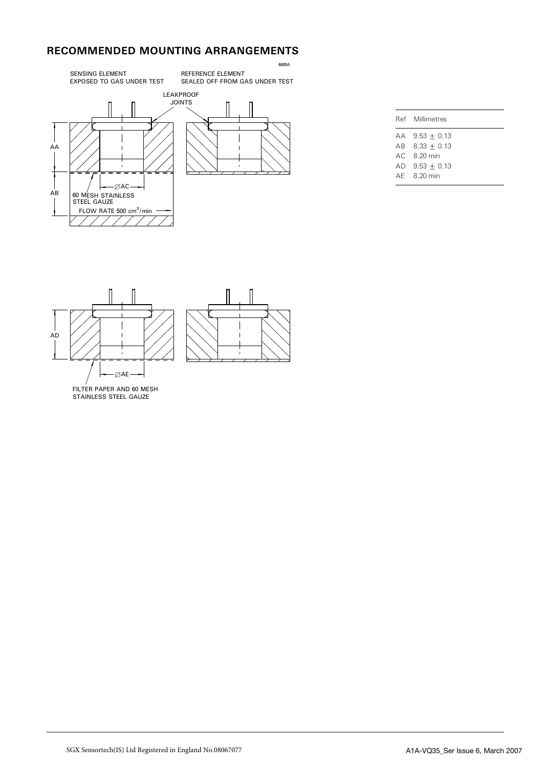## RECOMMENDED MOUNTING ARRANGEMENTS

4689A

SENSING ELEMENT
EXPOSED TO GAS UNDER TEST

REFERENCE ELEMENT
SEALED OFF FROM GAS UNDER TEST

LEAKPROOF
JOINTS

AA

AB

∅AC

60 MESH STAINLESS
STEEL GAUZE

FLOW RATE 500 $cm^3$/min

AD

∅AE

FILTER PAPER AND 60 MESH
STAINLESS STEEL GAUZE

| Ref | Millimetres |
|---|---|
| AA | 9.53 ± 0.13 |
| AB | 8.33 ± 0.13 |
| AC | 8.20 min |
| AD | 9.53 ± 0.13 |
| AE | 8.20 min |

SGX Sensortech(IS) Ltd Registered in England No.08067077

A1A-VQ35_Ser Issue 6, March 2007